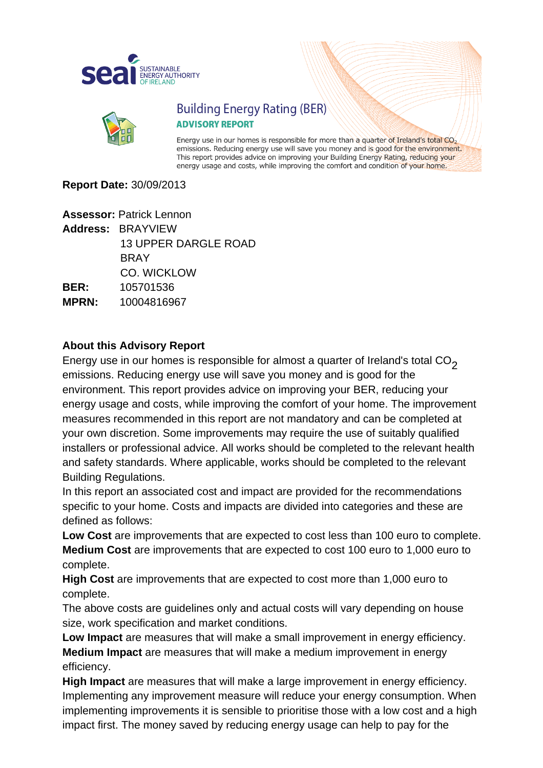SEAI SUSTAINABLE ENERGY AUTHORITY OF IRELAND

# Building Energy Rating (BER)

## ADVISORY REPORT

Energy use in our homes is responsible for more than a quarter of Ireland's total $CO_2$ emissions. Reducing energy use will save you money and is good for the environment. This report provides advice on improving your Building Energy Rating, reducing your energy usage and costs, while improving the comfort and condition of your home.

**Report Date:** 30/09/2013

**Assessor:** Patrick Lennon
**Address:** BRAYVIEW
13 UPPER DARGLE ROAD
BRAY
CO. WICKLOW
**BER:** 105701536
**MPRN:** 10004816967

### About this Advisory Report

Energy use in our homes is responsible for almost a quarter of Ireland's total $CO_2$ emissions. Reducing energy use will save you money and is good for the environment. This report provides advice on improving your BER, reducing your energy usage and costs, while improving the comfort of your home. The improvement measures recommended in this report are not mandatory and can be completed at your own discretion. Some improvements may require the use of suitably qualified installers or professional advice. All works should be completed to the relevant health and safety standards. Where applicable, works should be completed to the relevant Building Regulations.

In this report an associated cost and impact are provided for the recommendations specific to your home. Costs and impacts are divided into categories and these are defined as follows:

**Low Cost** are improvements that are expected to cost less than 100 euro to complete.

**Medium Cost** are improvements that are expected to cost 100 euro to 1,000 euro to complete.

**High Cost** are improvements that are expected to cost more than 1,000 euro to complete.

The above costs are guidelines only and actual costs will vary depending on house size, work specification and market conditions.

**Low Impact** are measures that will make a small improvement in energy efficiency.

**Medium Impact** are measures that will make a medium improvement in energy efficiency.

**High Impact** are measures that will make a large improvement in energy efficiency.

Implementing any improvement measure will reduce your energy consumption. When implementing improvements it is sensible to prioritise those with a low cost and a high impact first. The money saved by reducing energy usage can help to pay for the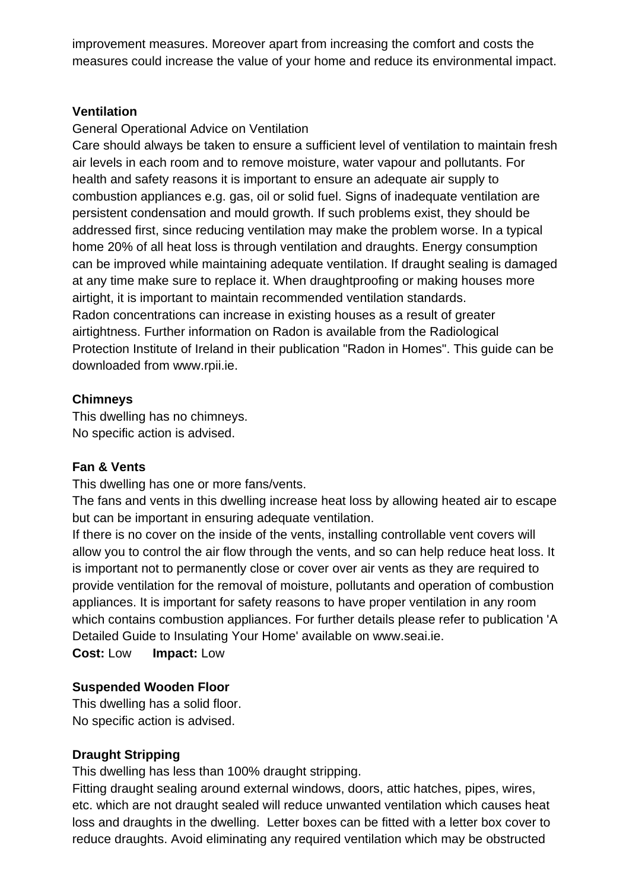improvement measures. Moreover apart from increasing the comfort and costs the measures could increase the value of your home and reduce its environmental impact.

**Ventilation**

General Operational Advice on Ventilation

Care should always be taken to ensure a sufficient level of ventilation to maintain fresh air levels in each room and to remove moisture, water vapour and pollutants. For health and safety reasons it is important to ensure an adequate air supply to combustion appliances e.g. gas, oil or solid fuel. Signs of inadequate ventilation are persistent condensation and mould growth. If such problems exist, they should be addressed first, since reducing ventilation may make the problem worse. In a typical home 20% of all heat loss is through ventilation and draughts. Energy consumption can be improved while maintaining adequate ventilation. If draught sealing is damaged at any time make sure to replace it. When draughtproofing or making houses more airtight, it is important to maintain recommended ventilation standards.

Radon concentrations can increase in existing houses as a result of greater airtightness. Further information on Radon is available from the Radiological Protection Institute of Ireland in their publication "Radon in Homes". This guide can be downloaded from www.rpii.ie.

**Chimneys**

This dwelling has no chimneys.

No specific action is advised.

**Fan & Vents**

This dwelling has one or more fans/vents.

The fans and vents in this dwelling increase heat loss by allowing heated air to escape but can be important in ensuring adequate ventilation.

If there is no cover on the inside of the vents, installing controllable vent covers will allow you to control the air flow through the vents, and so can help reduce heat loss. It is important not to permanently close or cover over air vents as they are required to provide ventilation for the removal of moisture, pollutants and operation of combustion appliances. It is important for safety reasons to have proper ventilation in any room which contains combustion appliances. For further details please refer to publication 'A Detailed Guide to Insulating Your Home' available on www.seai.ie.

**Cost:** Low **Impact:** Low

**Suspended Wooden Floor**

This dwelling has a solid floor.

No specific action is advised.

**Draught Stripping**

This dwelling has less than 100% draught stripping.

Fitting draught sealing around external windows, doors, attic hatches, pipes, wires, etc. which are not draught sealed will reduce unwanted ventilation which causes heat loss and draughts in the dwelling. Letter boxes can be fitted with a letter box cover to reduce draughts. Avoid eliminating any required ventilation which may be obstructed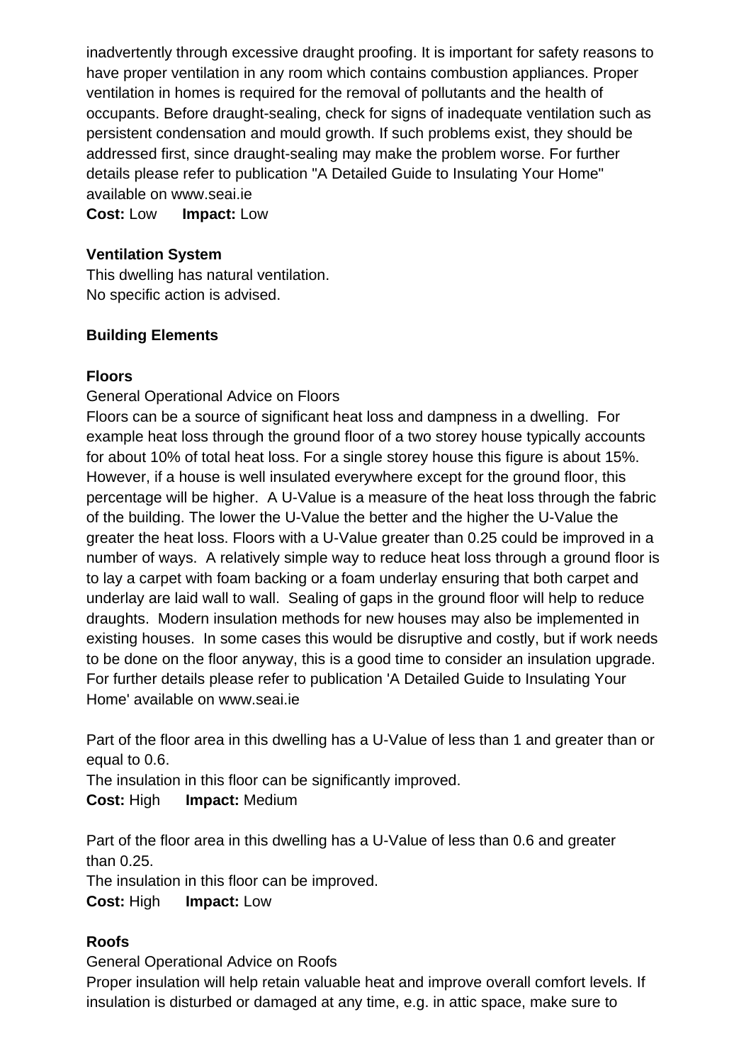inadvertently through excessive draught proofing. It is important for safety reasons to have proper ventilation in any room which contains combustion appliances. Proper ventilation in homes is required for the removal of pollutants and the health of occupants. Before draught-sealing, check for signs of inadequate ventilation such as persistent condensation and mould growth. If such problems exist, they should be addressed first, since draught-sealing may make the problem worse. For further details please refer to publication "A Detailed Guide to Insulating Your Home" available on www.seai.ie

**Cost:** Low **Impact:** Low

**Ventilation System**

This dwelling has natural ventilation.
No specific action is advised.

**Building Elements**

**Floors**

General Operational Advice on Floors

Floors can be a source of significant heat loss and dampness in a dwelling. For example heat loss through the ground floor of a two storey house typically accounts for about 10% of total heat loss. For a single storey house this figure is about 15%. However, if a house is well insulated everywhere except for the ground floor, this percentage will be higher. A U-Value is a measure of the heat loss through the fabric of the building. The lower the U-Value the better and the higher the U-Value the greater the heat loss. Floors with a U-Value greater than 0.25 could be improved in a number of ways. A relatively simple way to reduce heat loss through a ground floor is to lay a carpet with foam backing or a foam underlay ensuring that both carpet and underlay are laid wall to wall. Sealing of gaps in the ground floor will help to reduce draughts. Modern insulation methods for new houses may also be implemented in existing houses. In some cases this would be disruptive and costly, but if work needs to be done on the floor anyway, this is a good time to consider an insulation upgrade. For further details please refer to publication 'A Detailed Guide to Insulating Your Home' available on www.seai.ie

Part of the floor area in this dwelling has a U-Value of less than 1 and greater than or equal to 0.6.
The insulation in this floor can be significantly improved.
**Cost:** High **Impact:** Medium

Part of the floor area in this dwelling has a U-Value of less than 0.6 and greater than 0.25.
The insulation in this floor can be improved.
**Cost:** High **Impact:** Low

**Roofs**

General Operational Advice on Roofs

Proper insulation will help retain valuable heat and improve overall comfort levels. If insulation is disturbed or damaged at any time, e.g. in attic space, make sure to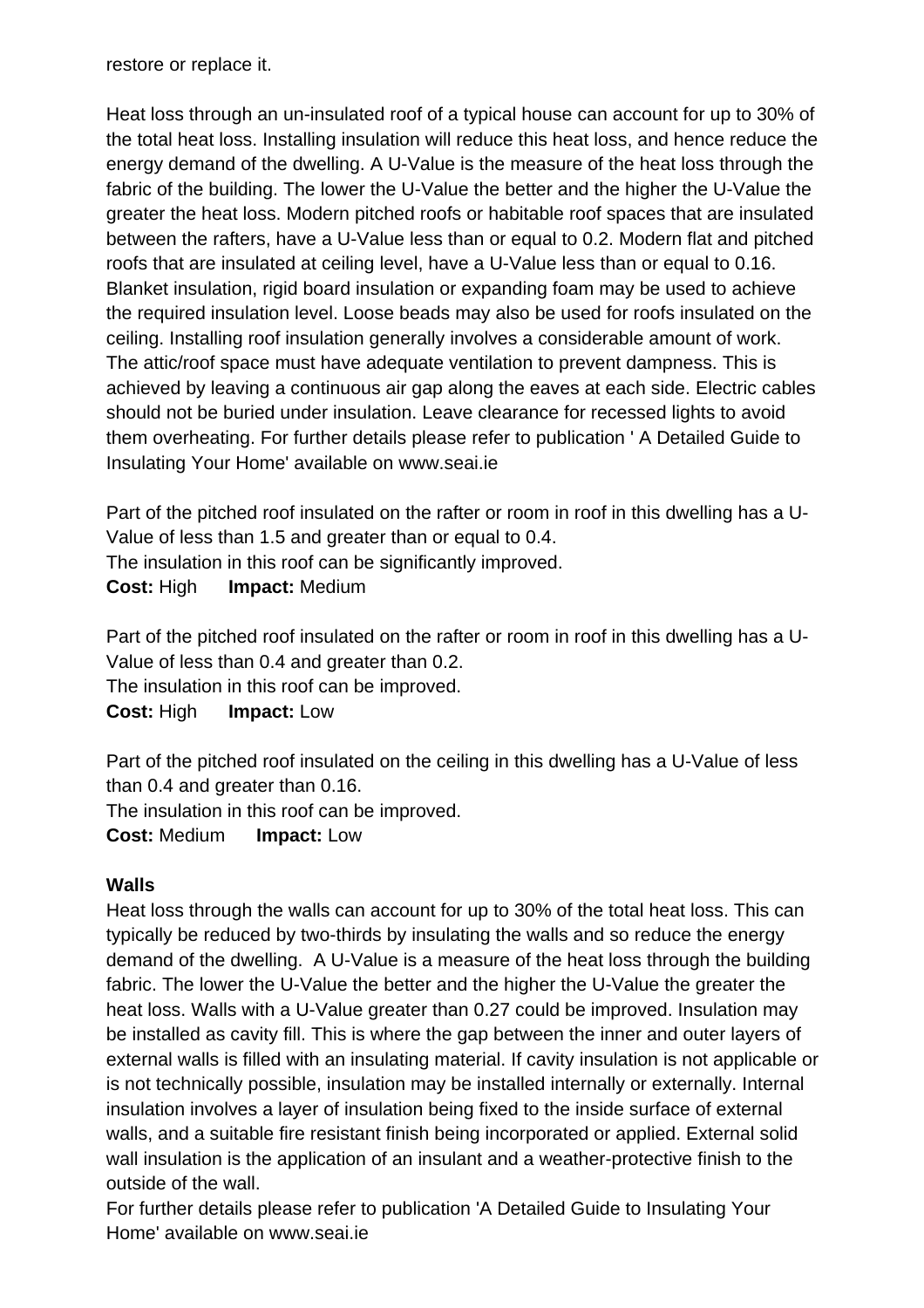restore or replace it.

Heat loss through an un-insulated roof of a typical house can account for up to 30% of the total heat loss. Installing insulation will reduce this heat loss, and hence reduce the energy demand of the dwelling. A U-Value is the measure of the heat loss through the fabric of the building. The lower the U-Value the better and the higher the U-Value the greater the heat loss. Modern pitched roofs or habitable roof spaces that are insulated between the rafters, have a U-Value less than or equal to 0.2. Modern flat and pitched roofs that are insulated at ceiling level, have a U-Value less than or equal to 0.16. Blanket insulation, rigid board insulation or expanding foam may be used to achieve the required insulation level. Loose beads may also be used for roofs insulated on the ceiling. Installing roof insulation generally involves a considerable amount of work. The attic/roof space must have adequate ventilation to prevent dampness. This is achieved by leaving a continuous air gap along the eaves at each side. Electric cables should not be buried under insulation. Leave clearance for recessed lights to avoid them overheating. For further details please refer to publication ' A Detailed Guide to Insulating Your Home' available on www.seai.ie

Part of the pitched roof insulated on the rafter or room in roof in this dwelling has a U-Value of less than 1.5 and greater than or equal to 0.4.
The insulation in this roof can be significantly improved.
**Cost:** High **Impact:** Medium

Part of the pitched roof insulated on the rafter or room in roof in this dwelling has a U-Value of less than 0.4 and greater than 0.2.
The insulation in this roof can be improved.
**Cost:** High **Impact:** Low

Part of the pitched roof insulated on the ceiling in this dwelling has a U-Value of less than 0.4 and greater than 0.16.
The insulation in this roof can be improved.
**Cost:** Medium **Impact:** Low

**Walls**

Heat loss through the walls can account for up to 30% of the total heat loss. This can typically be reduced by two-thirds by insulating the walls and so reduce the energy demand of the dwelling. A U-Value is a measure of the heat loss through the building fabric. The lower the U-Value the better and the higher the U-Value the greater the heat loss. Walls with a U-Value greater than 0.27 could be improved. Insulation may be installed as cavity fill. This is where the gap between the inner and outer layers of external walls is filled with an insulating material. If cavity insulation is not applicable or is not technically possible, insulation may be installed internally or externally. Internal insulation involves a layer of insulation being fixed to the inside surface of external walls, and a suitable fire resistant finish being incorporated or applied. External solid wall insulation is the application of an insulant and a weather-protective finish to the outside of the wall.
For further details please refer to publication 'A Detailed Guide to Insulating Your Home' available on www.seai.ie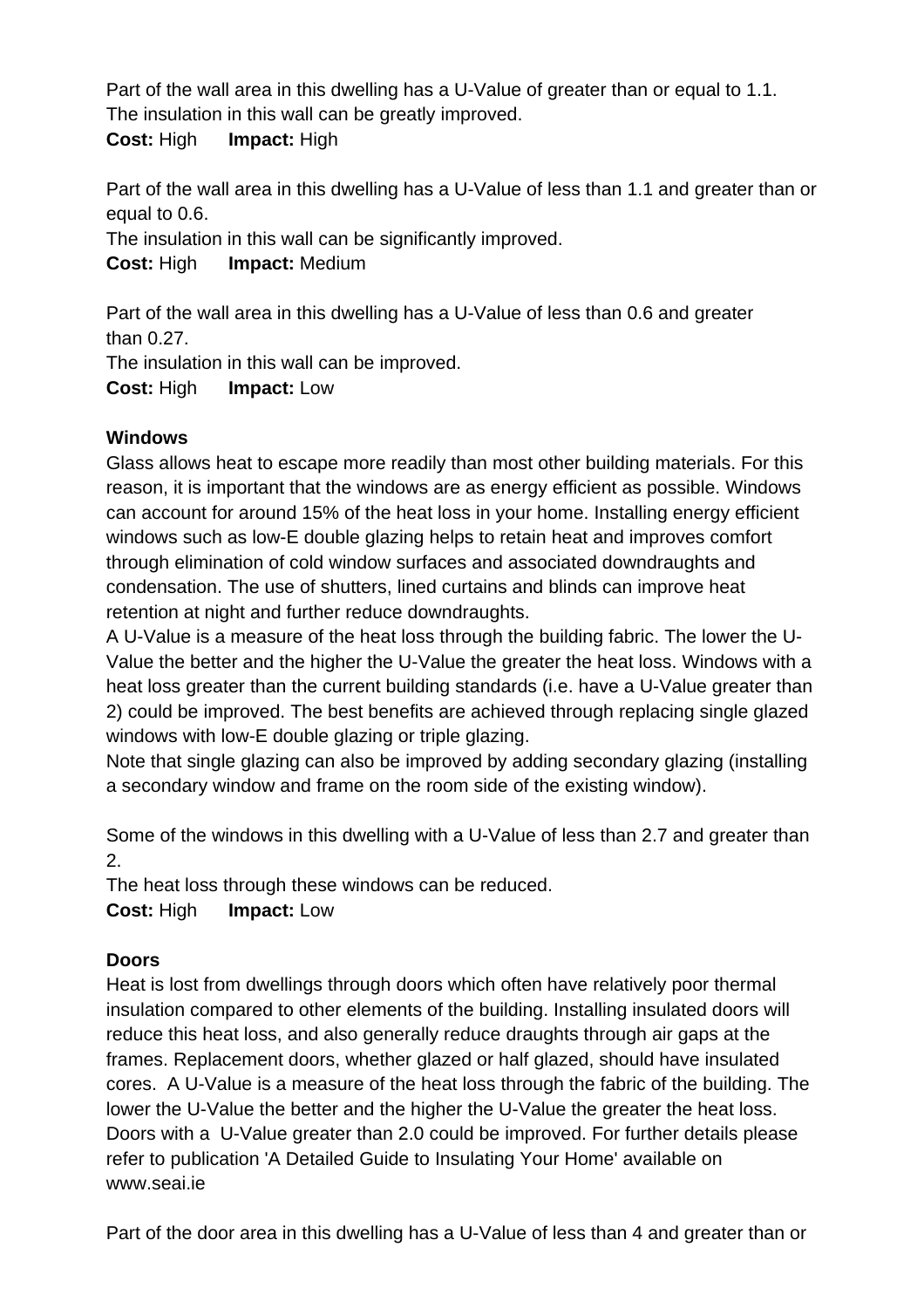Part of the wall area in this dwelling has a U-Value of greater than or equal to 1.1.
The insulation in this wall can be greatly improved.
**Cost:** High **Impact:** High

Part of the wall area in this dwelling has a U-Value of less than 1.1 and greater than or equal to 0.6.
The insulation in this wall can be significantly improved.
**Cost:** High **Impact:** Medium

Part of the wall area in this dwelling has a U-Value of less than 0.6 and greater than 0.27.
The insulation in this wall can be improved.
**Cost:** High **Impact:** Low

**Windows**
Glass allows heat to escape more readily than most other building materials. For this reason, it is important that the windows are as energy efficient as possible. Windows can account for around 15% of the heat loss in your home. Installing energy efficient windows such as low-E double glazing helps to retain heat and improves comfort through elimination of cold window surfaces and associated downdraughts and condensation. The use of shutters, lined curtains and blinds can improve heat retention at night and further reduce downdraughts.
A U-Value is a measure of the heat loss through the building fabric. The lower the U-Value the better and the higher the U-Value the greater the heat loss. Windows with a heat loss greater than the current building standards (i.e. have a U-Value greater than 2) could be improved. The best benefits are achieved through replacing single glazed windows with low-E double glazing or triple glazing.
Note that single glazing can also be improved by adding secondary glazing (installing a secondary window and frame on the room side of the existing window).

Some of the windows in this dwelling with a U-Value of less than 2.7 and greater than 2.
The heat loss through these windows can be reduced.
**Cost:** High **Impact:** Low

**Doors**
Heat is lost from dwellings through doors which often have relatively poor thermal insulation compared to other elements of the building. Installing insulated doors will reduce this heat loss, and also generally reduce draughts through air gaps at the frames. Replacement doors, whether glazed or half glazed, should have insulated cores. A U-Value is a measure of the heat loss through the fabric of the building. The lower the U-Value the better and the higher the U-Value the greater the heat loss. Doors with a U-Value greater than 2.0 could be improved. For further details please refer to publication 'A Detailed Guide to Insulating Your Home' available on www.seai.ie

Part of the door area in this dwelling has a U-Value of less than 4 and greater than or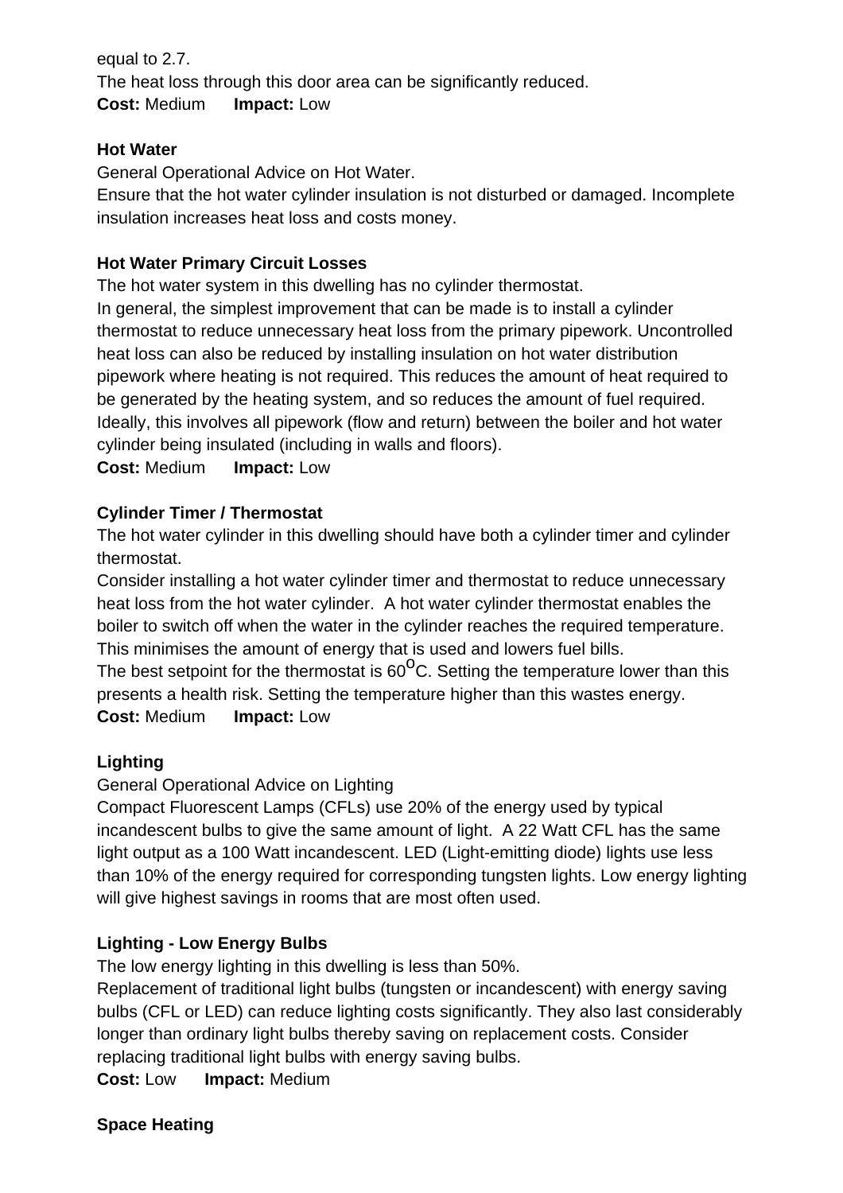equal to 2.7.
The heat loss through this door area can be significantly reduced.
**Cost:** Medium **Impact:** Low

**Hot Water**

General Operational Advice on Hot Water.
Ensure that the hot water cylinder insulation is not disturbed or damaged. Incomplete insulation increases heat loss and costs money.

**Hot Water Primary Circuit Losses**

The hot water system in this dwelling has no cylinder thermostat.
In general, the simplest improvement that can be made is to install a cylinder thermostat to reduce unnecessary heat loss from the primary pipework. Uncontrolled heat loss can also be reduced by installing insulation on hot water distribution pipework where heating is not required. This reduces the amount of heat required to be generated by the heating system, and so reduces the amount of fuel required. Ideally, this involves all pipework (flow and return) between the boiler and hot water cylinder being insulated (including in walls and floors).
**Cost:** Medium **Impact:** Low

**Cylinder Timer / Thermostat**

The hot water cylinder in this dwelling should have both a cylinder timer and cylinder thermostat.
Consider installing a hot water cylinder timer and thermostat to reduce unnecessary heat loss from the hot water cylinder. A hot water cylinder thermostat enables the boiler to switch off when the water in the cylinder reaches the required temperature. This minimises the amount of energy that is used and lowers fuel bills.
The best setpoint for the thermostat is $60^{o}$C. Setting the temperature lower than this presents a health risk. Setting the temperature higher than this wastes energy.
**Cost:** Medium **Impact:** Low

**Lighting**

General Operational Advice on Lighting
Compact Fluorescent Lamps (CFLs) use 20% of the energy used by typical incandescent bulbs to give the same amount of light. A 22 Watt CFL has the same light output as a 100 Watt incandescent. LED (Light-emitting diode) lights use less than 10% of the energy required for corresponding tungsten lights. Low energy lighting will give highest savings in rooms that are most often used.

**Lighting - Low Energy Bulbs**

The low energy lighting in this dwelling is less than 50%.
Replacement of traditional light bulbs (tungsten or incandescent) with energy saving bulbs (CFL or LED) can reduce lighting costs significantly. They also last considerably longer than ordinary light bulbs thereby saving on replacement costs. Consider replacing traditional light bulbs with energy saving bulbs.
**Cost:** Low **Impact:** Medium

**Space Heating**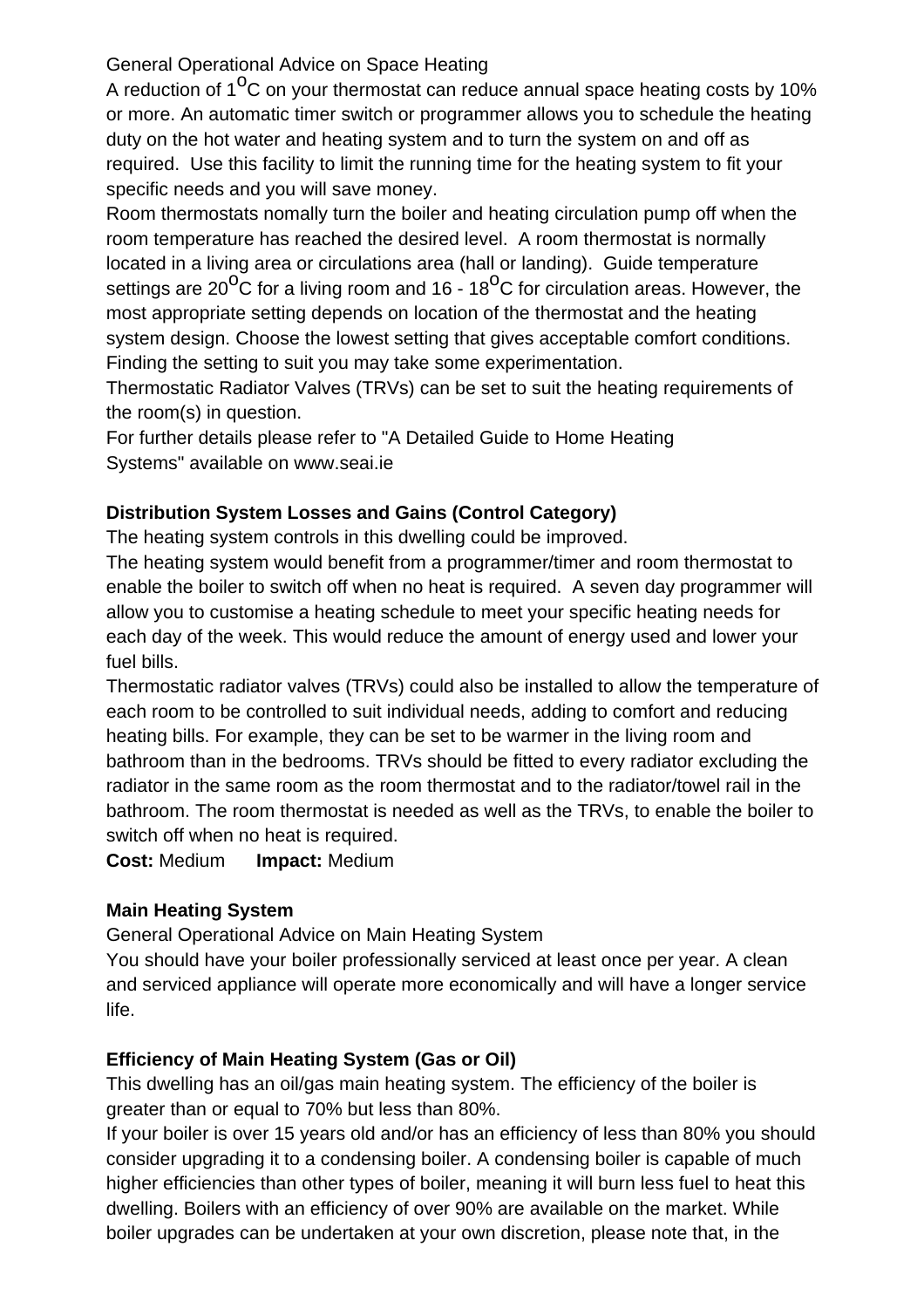General Operational Advice on Space Heating

A reduction of $1^{o}$C on your thermostat can reduce annual space heating costs by 10% or more. An automatic timer switch or programmer allows you to schedule the heating duty on the hot water and heating system and to turn the system on and off as required. Use this facility to limit the running time for the heating system to fit your specific needs and you will save money.

Room thermostats nomally turn the boiler and heating circulation pump off when the room temperature has reached the desired level. A room thermostat is normally located in a living area or circulations area (hall or landing). Guide temperature settings are $20^{o}$C for a living room and 16 - $18^{o}$C for circulation areas. However, the most appropriate setting depends on location of the thermostat and the heating system design. Choose the lowest setting that gives acceptable comfort conditions. Finding the setting to suit you may take some experimentation.

Thermostatic Radiator Valves (TRVs) can be set to suit the heating requirements of the room(s) in question.

For further details please refer to "A Detailed Guide to Home Heating Systems" available on www.seai.ie

**Distribution System Losses and Gains (Control Category)**

The heating system controls in this dwelling could be improved.

The heating system would benefit from a programmer/timer and room thermostat to enable the boiler to switch off when no heat is required. A seven day programmer will allow you to customise a heating schedule to meet your specific heating needs for each day of the week. This would reduce the amount of energy used and lower your fuel bills.

Thermostatic radiator valves (TRVs) could also be installed to allow the temperature of each room to be controlled to suit individual needs, adding to comfort and reducing heating bills. For example, they can be set to be warmer in the living room and bathroom than in the bedrooms. TRVs should be fitted to every radiator excluding the radiator in the same room as the room thermostat and to the radiator/towel rail in the bathroom. The room thermostat is needed as well as the TRVs, to enable the boiler to switch off when no heat is required.

**Cost:** Medium **Impact:** Medium

**Main Heating System**

General Operational Advice on Main Heating System

You should have your boiler professionally serviced at least once per year. A clean and serviced appliance will operate more economically and will have a longer service life.

**Efficiency of Main Heating System (Gas or Oil)**

This dwelling has an oil/gas main heating system. The efficiency of the boiler is greater than or equal to 70% but less than 80%.

If your boiler is over 15 years old and/or has an efficiency of less than 80% you should consider upgrading it to a condensing boiler. A condensing boiler is capable of much higher efficiencies than other types of boiler, meaning it will burn less fuel to heat this dwelling. Boilers with an efficiency of over 90% are available on the market. While boiler upgrades can be undertaken at your own discretion, please note that, in the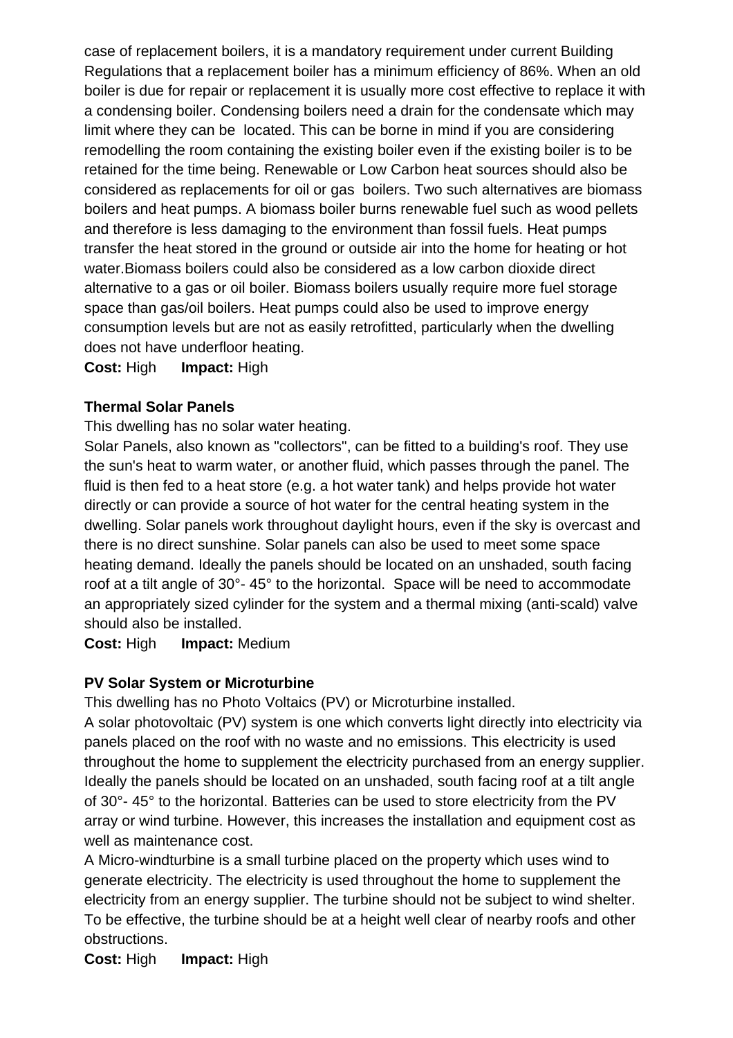case of replacement boilers, it is a mandatory requirement under current Building Regulations that a replacement boiler has a minimum efficiency of 86%. When an old boiler is due for repair or replacement it is usually more cost effective to replace it with a condensing boiler. Condensing boilers need a drain for the condensate which may limit where they can be located. This can be borne in mind if you are considering remodelling the room containing the existing boiler even if the existing boiler is to be retained for the time being. Renewable or Low Carbon heat sources should also be considered as replacements for oil or gas boilers. Two such alternatives are biomass boilers and heat pumps. A biomass boiler burns renewable fuel such as wood pellets and therefore is less damaging to the environment than fossil fuels. Heat pumps transfer the heat stored in the ground or outside air into the home for heating or hot water.Biomass boilers could also be considered as a low carbon dioxide direct alternative to a gas or oil boiler. Biomass boilers usually require more fuel storage space than gas/oil boilers. Heat pumps could also be used to improve energy consumption levels but are not as easily retrofitted, particularly when the dwelling does not have underfloor heating.

**Cost:** High **Impact:** High

**Thermal Solar Panels**

This dwelling has no solar water heating.

Solar Panels, also known as "collectors", can be fitted to a building's roof. They use the sun's heat to warm water, or another fluid, which passes through the panel. The fluid is then fed to a heat store (e.g. a hot water tank) and helps provide hot water directly or can provide a source of hot water for the central heating system in the dwelling. Solar panels work throughout daylight hours, even if the sky is overcast and there is no direct sunshine. Solar panels can also be used to meet some space heating demand. Ideally the panels should be located on an unshaded, south facing roof at a tilt angle of 30°- 45° to the horizontal. Space will be need to accommodate an appropriately sized cylinder for the system and a thermal mixing (anti-scald) valve should also be installed.

**Cost:** High **Impact:** Medium

**PV Solar System or Microturbine**

This dwelling has no Photo Voltaics (PV) or Microturbine installed.

A solar photovoltaic (PV) system is one which converts light directly into electricity via panels placed on the roof with no waste and no emissions. This electricity is used throughout the home to supplement the electricity purchased from an energy supplier. Ideally the panels should be located on an unshaded, south facing roof at a tilt angle of 30°- 45° to the horizontal. Batteries can be used to store electricity from the PV array or wind turbine. However, this increases the installation and equipment cost as well as maintenance cost.

A Micro-windturbine is a small turbine placed on the property which uses wind to generate electricity. The electricity is used throughout the home to supplement the electricity from an energy supplier. The turbine should not be subject to wind shelter. To be effective, the turbine should be at a height well clear of nearby roofs and other obstructions.

**Cost:** High **Impact:** High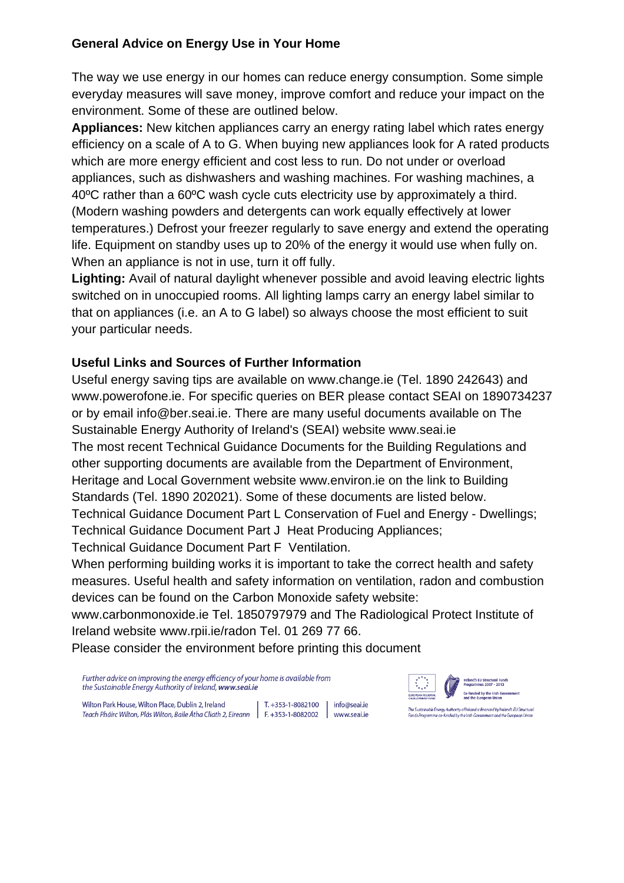## General Advice on Energy Use in Your Home

The way we use energy in our homes can reduce energy consumption. Some simple everyday measures will save money, improve comfort and reduce your impact on the environment. Some of these are outlined below.

**Appliances:** New kitchen appliances carry an energy rating label which rates energy efficiency on a scale of A to G. When buying new appliances look for A rated products which are more energy efficient and cost less to run. Do not under or overload appliances, such as dishwashers and washing machines. For washing machines, a 40ºC rather than a 60ºC wash cycle cuts electricity use by approximately a third. (Modern washing powders and detergents can work equally effectively at lower temperatures.) Defrost your freezer regularly to save energy and extend the operating life. Equipment on standby uses up to 20% of the energy it would use when fully on. When an appliance is not in use, turn it off fully.

**Lighting:** Avail of natural daylight whenever possible and avoid leaving electric lights switched on in unoccupied rooms. All lighting lamps carry an energy label similar to that on appliances (i.e. an A to G label) so always choose the most efficient to suit your particular needs.

## Useful Links and Sources of Further Information

Useful energy saving tips are available on www.change.ie (Tel. 1890 242643) and www.powerofone.ie. For specific queries on BER please contact SEAI on 1890734237 or by email info@ber.seai.ie. There are many useful documents available on The Sustainable Energy Authority of Ireland's (SEAI) website www.seai.ie

The most recent Technical Guidance Documents for the Building Regulations and other supporting documents are available from the Department of Environment, Heritage and Local Government website www.environ.ie on the link to Building Standards (Tel. 1890 202021). Some of these documents are listed below.

Technical Guidance Document Part L Conservation of Fuel and Energy - Dwellings;

Technical Guidance Document Part J Heat Producing Appliances;

Technical Guidance Document Part F Ventilation.

When performing building works it is important to take the correct health and safety measures. Useful health and safety information on ventilation, radon and combustion devices can be found on the Carbon Monoxide safety website:

www.carbonmonoxide.ie Tel. 1850797979 and The Radiological Protect Institute of Ireland website www.rpii.ie/radon Tel. 01 269 77 66.

Please consider the environment before printing this document

*Further advice on improving the energy efficiency of your home is available from the Sustainable Energy Authority of Ireland, **www.seai.ie***

Wilton Park House, Wilton Place, Dublin 2, Ireland | T. +353-1-8082100 | info@seai.ie
*Teach Pháirc Wilton, Plás Wilton, Baile Átha Cliath 2, Eireann* | F. +353-1-8082002 | www.seai.ie

Ireland's EU Structural Funds Programmes 2007 - 2013
Co-funded by the Irish Government and the European Union

*The Sustainable Energy Authority of Ireland is financed by Ireland's EU Structural Funds Programme co-funded by the Irish Government and the European Union*